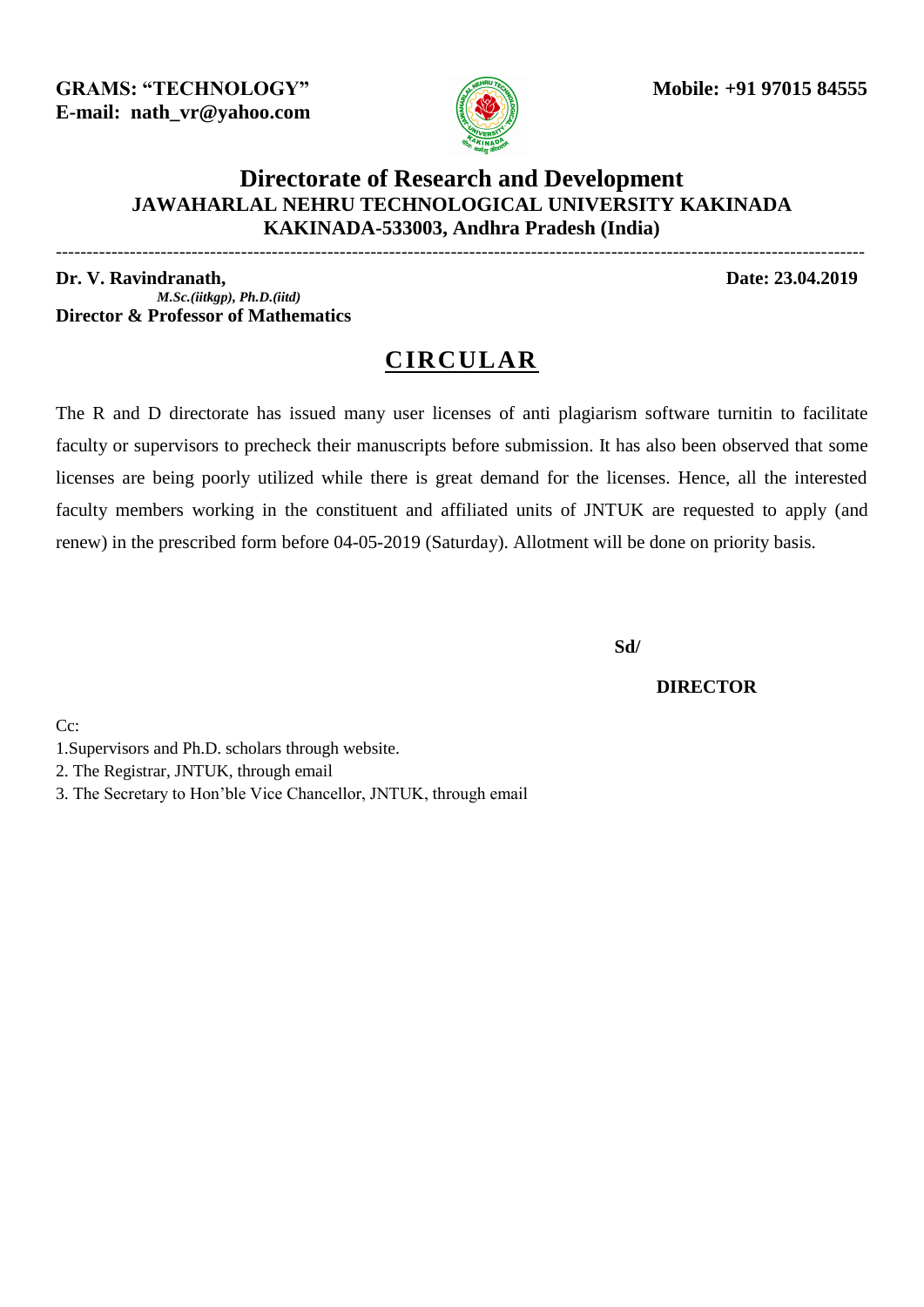**GRAMS: "TECHNOLOGY"**
**E-mail: nath_vr@yahoo.com**

**Mobile: +91 97015 84555**

## Directorate of Research and Development

### JAWAHARLAL NEHRU TECHNOLOGICAL UNIVERSITY KAKINADA

### KAKINADA-533003, Andhra Pradesh (India)

---

**Dr. V. Ravindranath,**
***M.Sc.(iitkgp), Ph.D.(iitd)***
**Director & Professor of Mathematics**

**Date: 23.04.2019**

# CIRCULAR

The R and D directorate has issued many user licenses of anti plagiarism software turnitin to facilitate faculty or supervisors to precheck their manuscripts before submission. It has also been observed that some licenses are being poorly utilized while there is great demand for the licenses. Hence, all the interested faculty members working in the constituent and affiliated units of JNTUK are requested to apply (and renew) in the prescribed form before 04-05-2019 (Saturday). Allotment will be done on priority basis.

**Sd/**

**DIRECTOR**

Cc:

1.Supervisors and Ph.D. scholars through website.
2. The Registrar, JNTUK, through email
3. The Secretary to Hon'ble Vice Chancellor, JNTUK, through email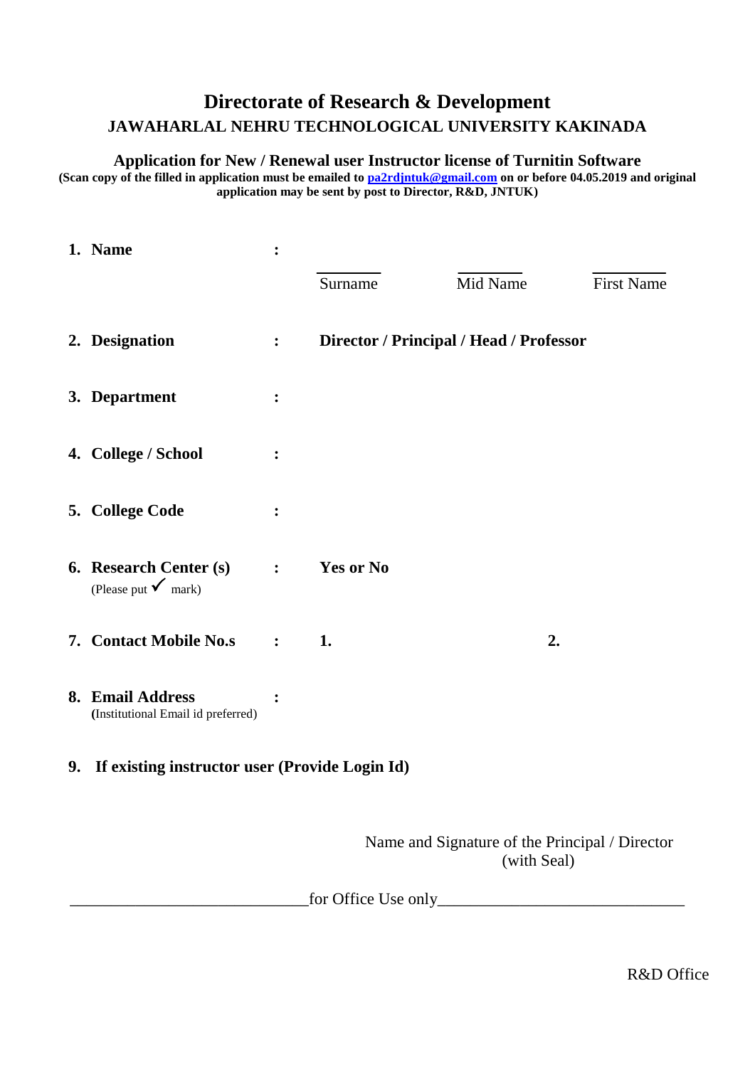# Directorate of Research & Development

## JAWAHARLAL NEHRU TECHNOLOGICAL UNIVERSITY KAKINADA

### Application for New / Renewal user Instructor license of Turnitin Software

**(Scan copy of the filled in application must be emailed to pa2rdjntuk@gmail.com on or before 04.05.2019 and original application may be sent by post to Director, R&D, JNTUK)**

1. **Name** :

   Surname    Mid Name    First Name

2. **Designation** : **Director / Principal / Head / Professor**

3. **Department** :

4. **College / School** :

5. **College Code** :

6. **Research Center (s)** : **Yes or No**
   (Please put ✓ mark)

7. **Contact Mobile No.s** : **1.**    **2.**

8. **Email Address** :
   (Institutional Email id preferred)

9. **If existing instructor user (Provide Login Id)**

Name and Signature of the Principal / Director
(with Seal)

______________________________for Office Use only______________________________

R&D Office